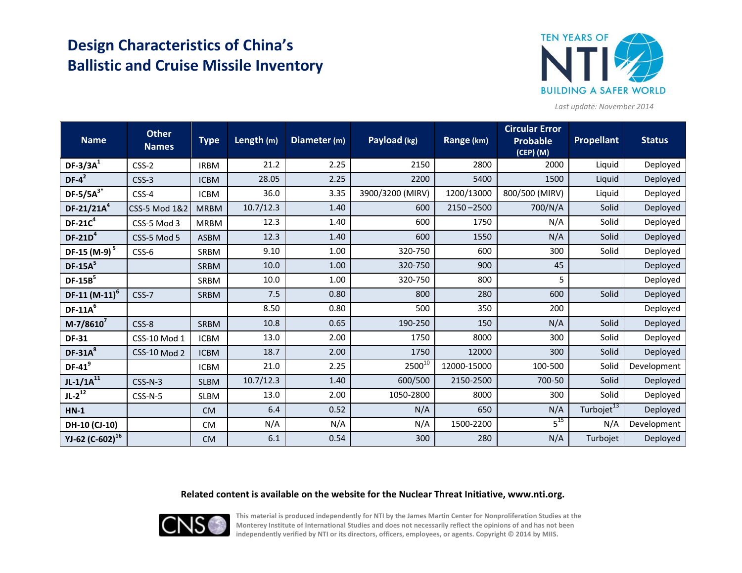# Design Characteristics of China's Ballistic and Cruise Missile Inventory

*Last update: November 2014*

| Name | Other Names | Type | Length (m) | Diameter (m) | Payload (kg) | Range (km) | Circular Error Probable (CEP) (M) | Propellant | Status |
|---|---|---|---|---|---|---|---|---|---|
| **DF-3/3A**[1] | CSS-2 | IRBM | 21.2 | 2.25 | 2150 | 2800 | 2000 | Liquid | Deployed |
| **DF-4**[2] | CSS-3 | ICBM | 28.05 | 2.25 | 2200 | 5400 | 1500 | Liquid | Deployed |
| **DF-5/5A**[3*] | CSS-4 | ICBM | 36.0 | 3.35 | 3900/3200 (MIRV) | 1200/13000 | 800/500 (MIRV) | Liquid | Deployed |
| **DF-21/21A**[4] | CSS-5 Mod 1&2 | MRBM | 10.7/12.3 | 1.40 | 600 | 2150 –2500 | 700/N/A | Solid | Deployed |
| **DF-21C**[4] | CSS-5 Mod 3 | MRBM | 12.3 | 1.40 | 600 | 1750 | N/A | Solid | Deployed |
| **DF-21D**[4] | CSS-5 Mod 5 | ASBM | 12.3 | 1.40 | 600 | 1550 | N/A | Solid | Deployed |
| **DF-15 (M-9)**[5] | CSS-6 | SRBM | 9.10 | 1.00 | 320-750 | 600 | 300 | Solid | Deployed |
| **DF-15A**[5] | | SRBM | 10.0 | 1.00 | 320-750 | 900 | 45 | | Deployed |
| **DF-15B**[5] | | SRBM | 10.0 | 1.00 | 320-750 | 800 | 5 | | Deployed |
| **DF-11 (M-11)**[6] | CSS-7 | SRBM | 7.5 | 0.80 | 800 | 280 | 600 | Solid | Deployed |
| **DF-11A**[6] | | | 8.50 | 0.80 | 500 | 350 | 200 | | Deployed |
| **M-7/8610**[7] | CSS-8 | SRBM | 10.8 | 0.65 | 190-250 | 150 | N/A | Solid | Deployed |
| **DF-31** | CSS-10 Mod 1 | ICBM | 13.0 | 2.00 | 1750 | 8000 | 300 | Solid | Deployed |
| **DF-31A**[8] | CSS-10 Mod 2 | ICBM | 18.7 | 2.00 | 1750 | 12000 | 300 | Solid | Deployed |
| **DF-41**[9] | | ICBM | 21.0 | 2.25 | 2500[10] | 12000-15000 | 100-500 | Solid | Development |
| **JL-1/1A**[11] | CSS-N-3 | SLBM | 10.7/12.3 | 1.40 | 600/500 | 2150-2500 | 700-50 | Solid | Deployed |
| **JL-2**[12] | CSS-N-5 | SLBM | 13.0 | 2.00 | 1050-2800 | 8000 | 300 | Solid | Deployed |
| **HN-1** | | CM | 6.4 | 0.52 | N/A | 650 | N/A | Turbojet[13] | Deployed |
| **DH-10 (CJ-10)** | | CM | N/A | N/A | N/A | 1500-2200 | 5[15] | N/A | Development |
| **YJ-62 (C-602)**[16] | | CM | 6.1 | 0.54 | 300 | 280 | N/A | Turbojet | Deployed |

**Related content is available on the website for the Nuclear Threat Initiative, www.nti.org.**

This material is produced independently for NTI by the James Martin Center for Nonproliferation Studies at the Monterey Institute of International Studies and does not necessarily reflect the opinions of and has not been independently verified by NTI or its directors, officers, employees, or agents. Copyright © 2014 by MIIS.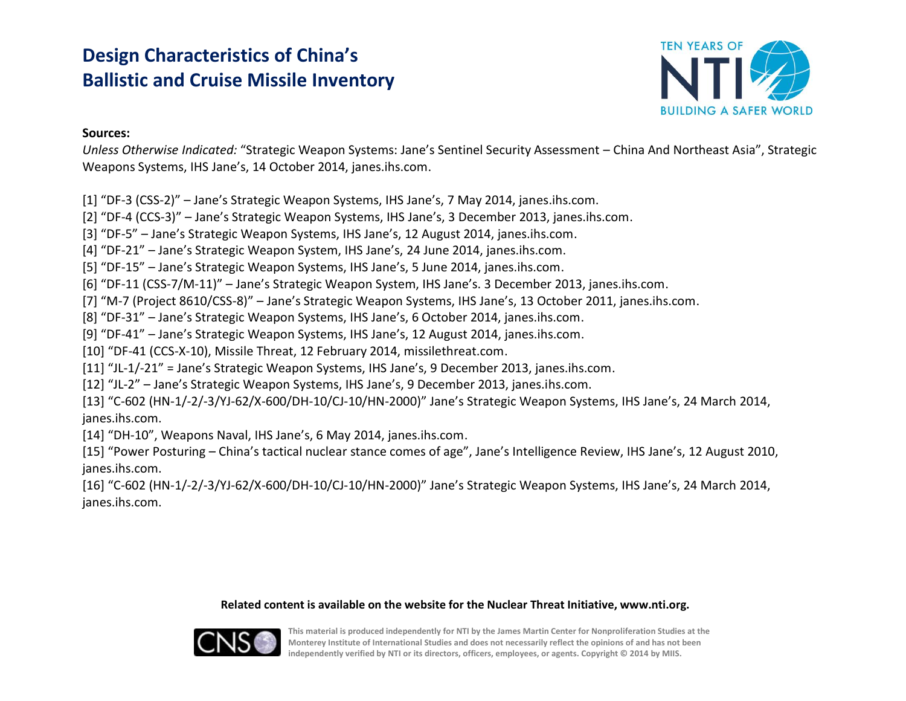# Design Characteristics of China's Ballistic and Cruise Missile Inventory

**Sources:**

*Unless Otherwise Indicated:* "Strategic Weapon Systems: Jane's Sentinel Security Assessment – China And Northeast Asia", Strategic Weapons Systems, IHS Jane's, 14 October 2014, janes.ihs.com.

[1] "DF-3 (CSS-2)" – Jane's Strategic Weapon Systems, IHS Jane's, 7 May 2014, janes.ihs.com.
[2] "DF-4 (CCS-3)" – Jane's Strategic Weapon Systems, IHS Jane's, 3 December 2013, janes.ihs.com.
[3] "DF-5" – Jane's Strategic Weapon Systems, IHS Jane's, 12 August 2014, janes.ihs.com.
[4] "DF-21" – Jane's Strategic Weapon System, IHS Jane's, 24 June 2014, janes.ihs.com.
[5] "DF-15" – Jane's Strategic Weapon Systems, IHS Jane's, 5 June 2014, janes.ihs.com.
[6] "DF-11 (CSS-7/M-11)" – Jane's Strategic Weapon System, IHS Jane's. 3 December 2013, janes.ihs.com.
[7] "M-7 (Project 8610/CSS-8)" – Jane's Strategic Weapon Systems, IHS Jane's, 13 October 2011, janes.ihs.com.
[8] "DF-31" – Jane's Strategic Weapon Systems, IHS Jane's, 6 October 2014, janes.ihs.com.
[9] "DF-41" – Jane's Strategic Weapon Systems, IHS Jane's, 12 August 2014, janes.ihs.com.
[10] "DF-41 (CCS-X-10), Missile Threat, 12 February 2014, missilethreat.com.
[11] "JL-1/-21" = Jane's Strategic Weapon Systems, IHS Jane's, 9 December 2013, janes.ihs.com.
[12] "JL-2" – Jane's Strategic Weapon Systems, IHS Jane's, 9 December 2013, janes.ihs.com.
[13] "C-602 (HN-1/-2/-3/YJ-62/X-600/DH-10/CJ-10/HN-2000)" Jane's Strategic Weapon Systems, IHS Jane's, 24 March 2014, janes.ihs.com.
[14] "DH-10", Weapons Naval, IHS Jane's, 6 May 2014, janes.ihs.com.
[15] "Power Posturing – China's tactical nuclear stance comes of age", Jane's Intelligence Review, IHS Jane's, 12 August 2010, janes.ihs.com.
[16] "C-602 (HN-1/-2/-3/YJ-62/X-600/DH-10/CJ-10/HN-2000)" Jane's Strategic Weapon Systems, IHS Jane's, 24 March 2014, janes.ihs.com.

**Related content is available on the website for the Nuclear Threat Initiative, www.nti.org.**

This material is produced independently for NTI by the James Martin Center for Nonproliferation Studies at the Monterey Institute of International Studies and does not necessarily reflect the opinions of and has not been independently verified by NTI or its directors, officers, employees, or agents. Copyright © 2014 by MIIS.